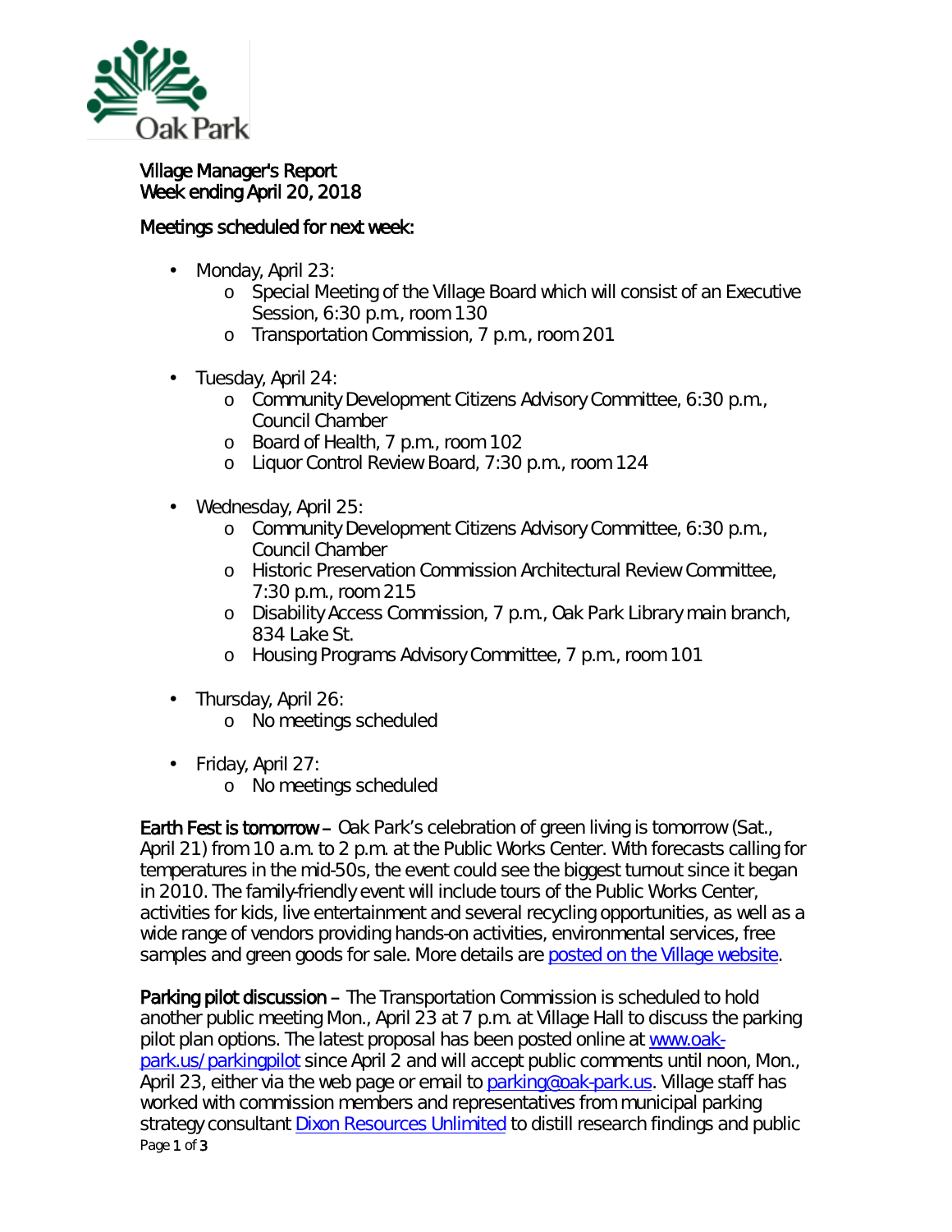Oak Park

# Village Manager's Report
## Week ending April 20, 2018

### Meetings scheduled for next week:

- Monday, April 23:
  - Special Meeting of the Village Board which will consist of an Executive Session, 6:30 p.m., room 130
  - Transportation Commission, 7 p.m., room 201
- Tuesday, April 24:
  - Community Development Citizens Advisory Committee, 6:30 p.m., Council Chamber
  - Board of Health, 7 p.m., room 102
  - Liquor Control Review Board, 7:30 p.m., room 124
- Wednesday, April 25:
  - Community Development Citizens Advisory Committee, 6:30 p.m., Council Chamber
  - Historic Preservation Commission Architectural Review Committee, 7:30 p.m., room 215
  - Disability Access Commission, 7 p.m., Oak Park Library main branch, 834 Lake St.
  - Housing Programs Advisory Committee, 7 p.m., room 101
- Thursday, April 26:
  - No meetings scheduled
- Friday, April 27:
  - No meetings scheduled

**Earth Fest is tomorrow** – Oak Park's celebration of green living is tomorrow (Sat., April 21) from 10 a.m. to 2 p.m. at the Public Works Center. With forecasts calling for temperatures in the mid-50s, the event could see the biggest turnout since it began in 2010. The family-friendly event will include tours of the Public Works Center, activities for kids, live entertainment and several recycling opportunities, as well as a wide range of vendors providing hands-on activities, environmental services, free samples and green goods for sale. More details are posted on the Village website.

**Parking pilot discussion** – The Transportation Commission is scheduled to hold another public meeting Mon., April 23 at 7 p.m. at Village Hall to discuss the parking pilot plan options. The latest proposal has been posted online at www.oak-park.us/parkingpilot since April 2 and will accept public comments until noon, Mon., April 23, either via the web page or email to parking@oak-park.us. Village staff has worked with commission members and representatives from municipal parking strategy consultant Dixon Resources Unlimited to distill research findings and public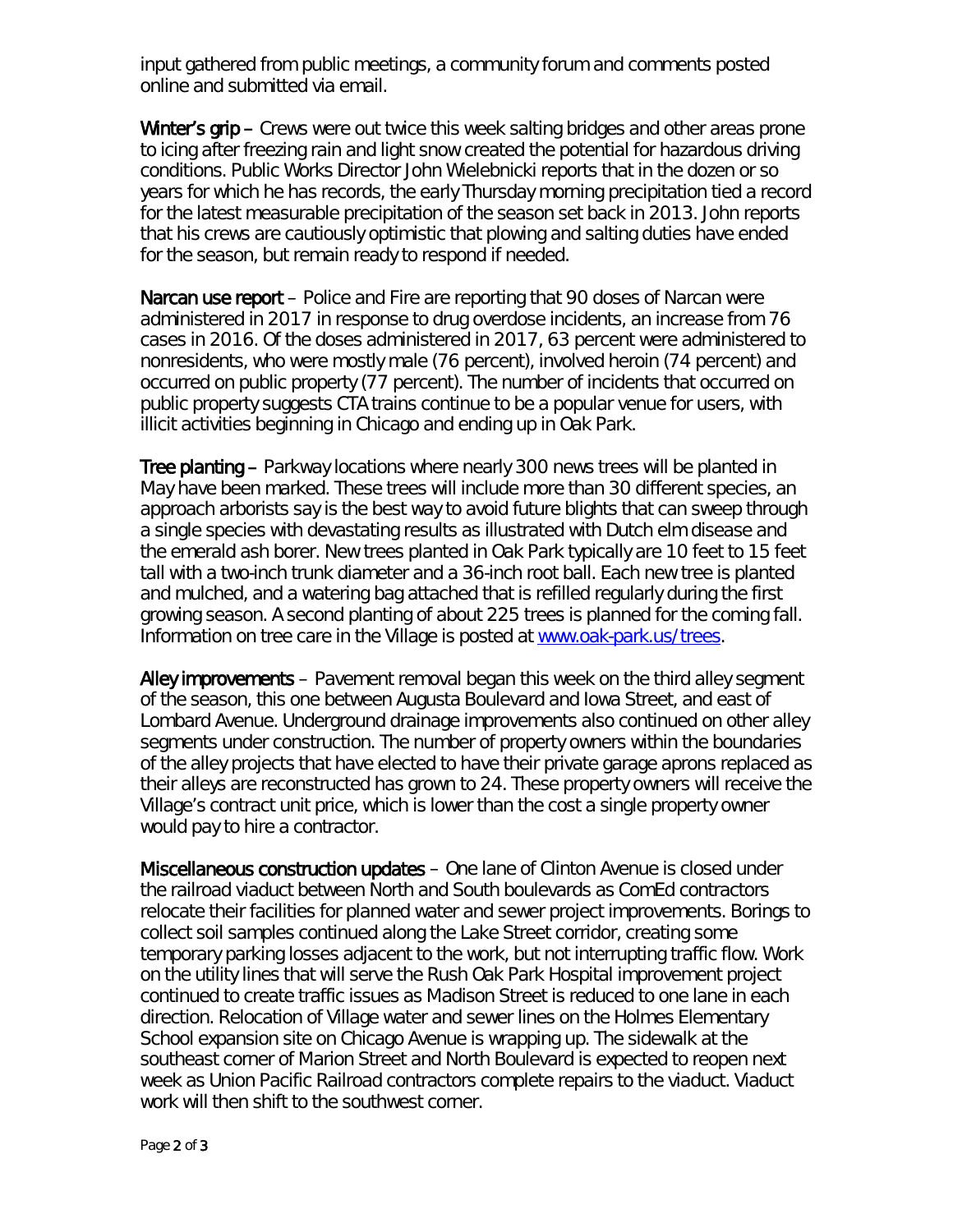input gathered from public meetings, a community forum and comments posted online and submitted via email.

**Winter's grip** – Crews were out twice this week salting bridges and other areas prone to icing after freezing rain and light snow created the potential for hazardous driving conditions. Public Works Director John Wielebnicki reports that in the dozen or so years for which he has records, the early Thursday morning precipitation tied a record for the latest measurable precipitation of the season set back in 2013. John reports that his crews are cautiously optimistic that plowing and salting duties have ended for the season, but remain ready to respond if needed.

**Narcan use report** – Police and Fire are reporting that 90 doses of Narcan were administered in 2017 in response to drug overdose incidents, an increase from 76 cases in 2016. Of the doses administered in 2017, 63 percent were administered to nonresidents, who were mostly male (76 percent), involved heroin (74 percent) and occurred on public property (77 percent). The number of incidents that occurred on public property suggests CTA trains continue to be a popular venue for users, with illicit activities beginning in Chicago and ending up in Oak Park.

**Tree planting** – Parkway locations where nearly 300 news trees will be planted in May have been marked. These trees will include more than 30 different species, an approach arborists say is the best way to avoid future blights that can sweep through a single species with devastating results as illustrated with Dutch elm disease and the emerald ash borer. New trees planted in Oak Park typically are 10 feet to 15 feet tall with a two-inch trunk diameter and a 36-inch root ball. Each new tree is planted and mulched, and a watering bag attached that is refilled regularly during the first growing season. A second planting of about 225 trees is planned for the coming fall. Information on tree care in the Village is posted at [www.oak-park.us/trees](www.oak-park.us/trees).

**Alley improvements** – Pavement removal began this week on the third alley segment of the season, this one between Augusta Boulevard and Iowa Street, and east of Lombard Avenue. Underground drainage improvements also continued on other alley segments under construction. The number of property owners within the boundaries of the alley projects that have elected to have their private garage aprons replaced as their alleys are reconstructed has grown to 24. These property owners will receive the Village's contract unit price, which is lower than the cost a single property owner would pay to hire a contractor.

**Miscellaneous construction updates** – One lane of Clinton Avenue is closed under the railroad viaduct between North and South boulevards as ComEd contractors relocate their facilities for planned water and sewer project improvements. Borings to collect soil samples continued along the Lake Street corridor, creating some temporary parking losses adjacent to the work, but not interrupting traffic flow. Work on the utility lines that will serve the Rush Oak Park Hospital improvement project continued to create traffic issues as Madison Street is reduced to one lane in each direction. Relocation of Village water and sewer lines on the Holmes Elementary School expansion site on Chicago Avenue is wrapping up. The sidewalk at the southeast corner of Marion Street and North Boulevard is expected to reopen next week as Union Pacific Railroad contractors complete repairs to the viaduct. Viaduct work will then shift to the southwest corner.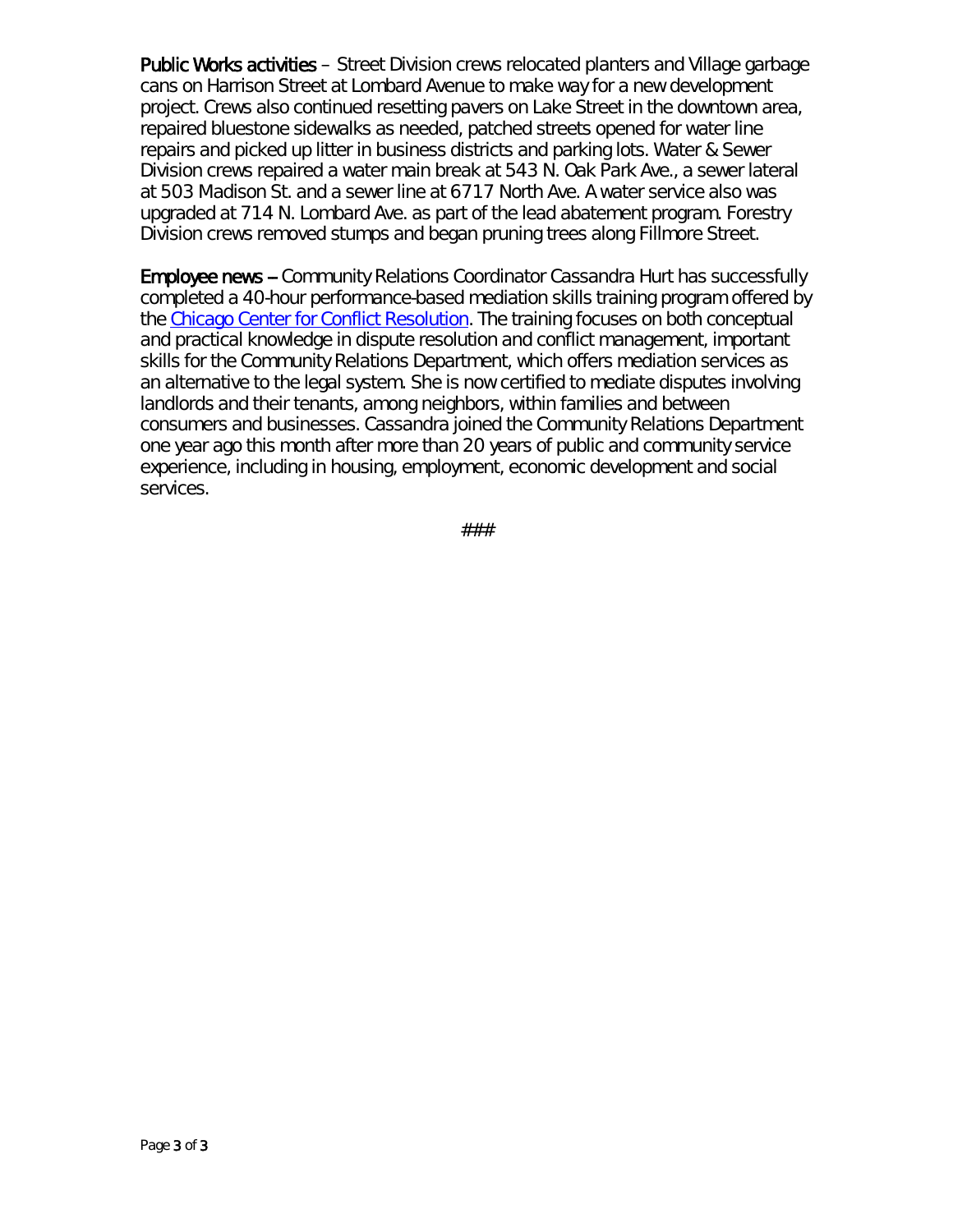**Public Works activities** – Street Division crews relocated planters and Village garbage cans on Harrison Street at Lombard Avenue to make way for a new development project. Crews also continued resetting pavers on Lake Street in the downtown area, repaired bluestone sidewalks as needed, patched streets opened for water line repairs and picked up litter in business districts and parking lots. Water & Sewer Division crews repaired a water main break at 543 N. Oak Park Ave., a sewer lateral at 503 Madison St. and a sewer line at 6717 North Ave. A water service also was upgraded at 714 N. Lombard Ave. as part of the lead abatement program. Forestry Division crews removed stumps and began pruning trees along Fillmore Street.

**Employee news** – Community Relations Coordinator Cassandra Hurt has successfully completed a 40-hour performance-based mediation skills training program offered by the Chicago Center for Conflict Resolution. The training focuses on both conceptual and practical knowledge in dispute resolution and conflict management, important skills for the Community Relations Department, which offers mediation services as an alternative to the legal system. She is now certified to mediate disputes involving landlords and their tenants, among neighbors, within families and between consumers and businesses. Cassandra joined the Community Relations Department one year ago this month after more than 20 years of public and community service experience, including in housing, employment, economic development and social services.

###